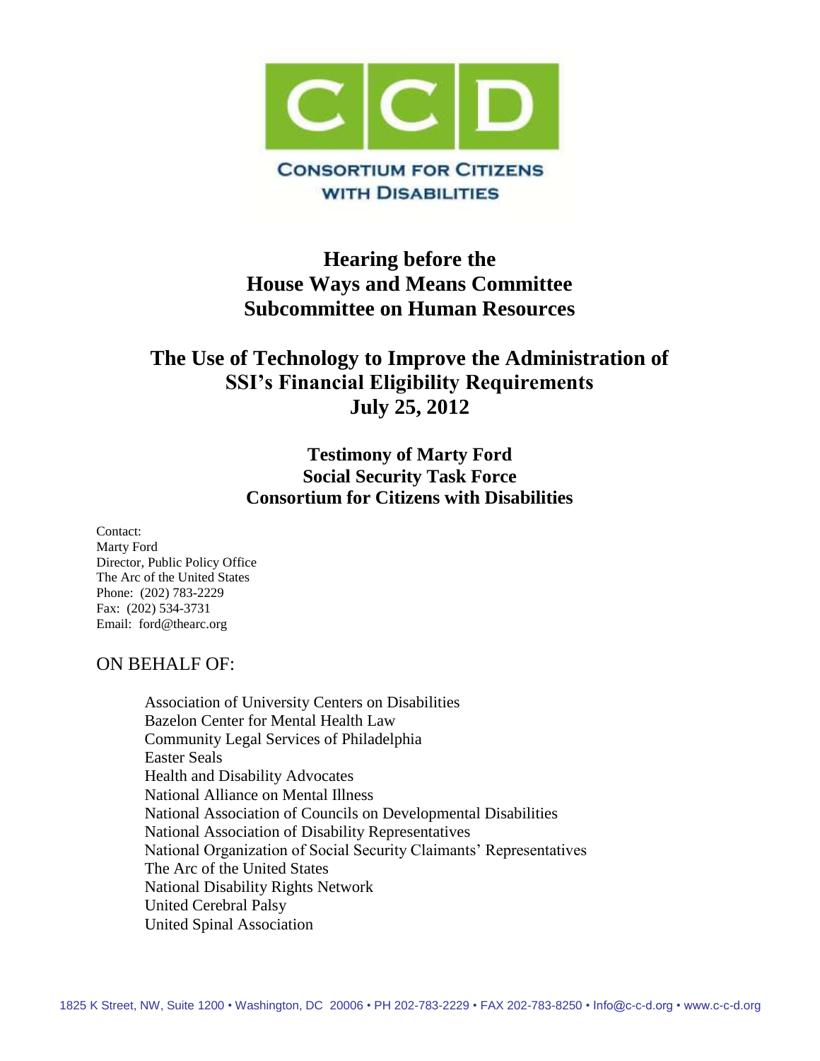**CCD**

**CONSORTIUM FOR CITIZENS WITH DISABILITIES**

# Hearing before the House Ways and Means Committee Subcommittee on Human Resources

# The Use of Technology to Improve the Administration of SSI's Financial Eligibility Requirements July 25, 2012

## Testimony of Marty Ford Social Security Task Force Consortium for Citizens with Disabilities

Contact:
Marty Ford
Director, Public Policy Office
The Arc of the United States
Phone: (202) 783-2229
Fax: (202) 534-3731
Email: ford@thearc.org

ON BEHALF OF:

- Association of University Centers on Disabilities
- Bazelon Center for Mental Health Law
- Community Legal Services of Philadelphia
- Easter Seals
- Health and Disability Advocates
- National Alliance on Mental Illness
- National Association of Councils on Developmental Disabilities
- National Association of Disability Representatives
- National Organization of Social Security Claimants' Representatives
- The Arc of the United States
- National Disability Rights Network
- United Cerebral Palsy
- United Spinal Association

1825 K Street, NW, Suite 1200 • Washington, DC 20006 • PH 202-783-2229 • FAX 202-783-8250 • Info@c-c-d.org • www.c-c-d.org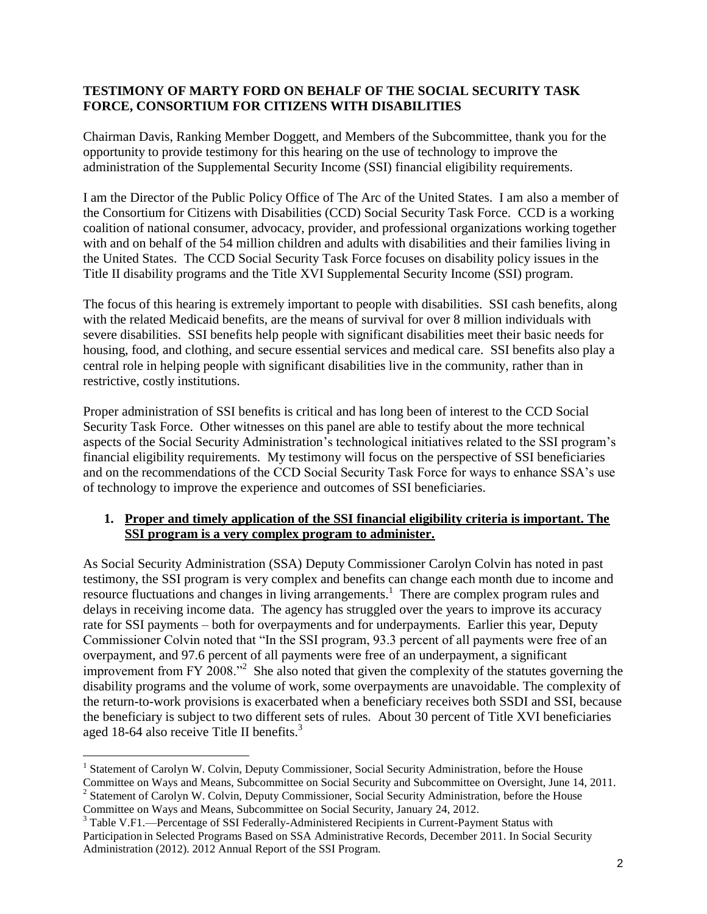**TESTIMONY OF MARTY FORD ON BEHALF OF THE SOCIAL SECURITY TASK FORCE, CONSORTIUM FOR CITIZENS WITH DISABILITIES**

Chairman Davis, Ranking Member Doggett, and Members of the Subcommittee, thank you for the opportunity to provide testimony for this hearing on the use of technology to improve the administration of the Supplemental Security Income (SSI) financial eligibility requirements.

I am the Director of the Public Policy Office of The Arc of the United States. I am also a member of the Consortium for Citizens with Disabilities (CCD) Social Security Task Force. CCD is a working coalition of national consumer, advocacy, provider, and professional organizations working together with and on behalf of the 54 million children and adults with disabilities and their families living in the United States. The CCD Social Security Task Force focuses on disability policy issues in the Title II disability programs and the Title XVI Supplemental Security Income (SSI) program.

The focus of this hearing is extremely important to people with disabilities. SSI cash benefits, along with the related Medicaid benefits, are the means of survival for over 8 million individuals with severe disabilities. SSI benefits help people with significant disabilities meet their basic needs for housing, food, and clothing, and secure essential services and medical care. SSI benefits also play a central role in helping people with significant disabilities live in the community, rather than in restrictive, costly institutions.

Proper administration of SSI benefits is critical and has long been of interest to the CCD Social Security Task Force. Other witnesses on this panel are able to testify about the more technical aspects of the Social Security Administration's technological initiatives related to the SSI program's financial eligibility requirements. My testimony will focus on the perspective of SSI beneficiaries and on the recommendations of the CCD Social Security Task Force for ways to enhance SSA's use of technology to improve the experience and outcomes of SSI beneficiaries.

1. **Proper and timely application of the SSI financial eligibility criteria is important. The SSI program is a very complex program to administer.**

As Social Security Administration (SSA) Deputy Commissioner Carolyn Colvin has noted in past testimony, the SSI program is very complex and benefits can change each month due to income and resource fluctuations and changes in living arrangements.[1] There are complex program rules and delays in receiving income data. The agency has struggled over the years to improve its accuracy rate for SSI payments – both for overpayments and for underpayments. Earlier this year, Deputy Commissioner Colvin noted that "In the SSI program, 93.3 percent of all payments were free of an overpayment, and 97.6 percent of all payments were free of an underpayment, a significant improvement from FY 2008."[2] She also noted that given the complexity of the statutes governing the disability programs and the volume of work, some overpayments are unavoidable. The complexity of the return-to-work provisions is exacerbated when a beneficiary receives both SSDI and SSI, because the beneficiary is subject to two different sets of rules. About 30 percent of Title XVI beneficiaries aged 18-64 also receive Title II benefits.[3]

---

[1] Statement of Carolyn W. Colvin, Deputy Commissioner, Social Security Administration, before the House Committee on Ways and Means, Subcommittee on Social Security and Subcommittee on Oversight, June 14, 2011.

[2] Statement of Carolyn W. Colvin, Deputy Commissioner, Social Security Administration, before the House Committee on Ways and Means, Subcommittee on Social Security, January 24, 2012.

[3] Table V.F1.—Percentage of SSI Federally-Administered Recipients in Current-Payment Status with Participation in Selected Programs Based on SSA Administrative Records, December 2011. In Social Security Administration (2012). 2012 Annual Report of the SSI Program.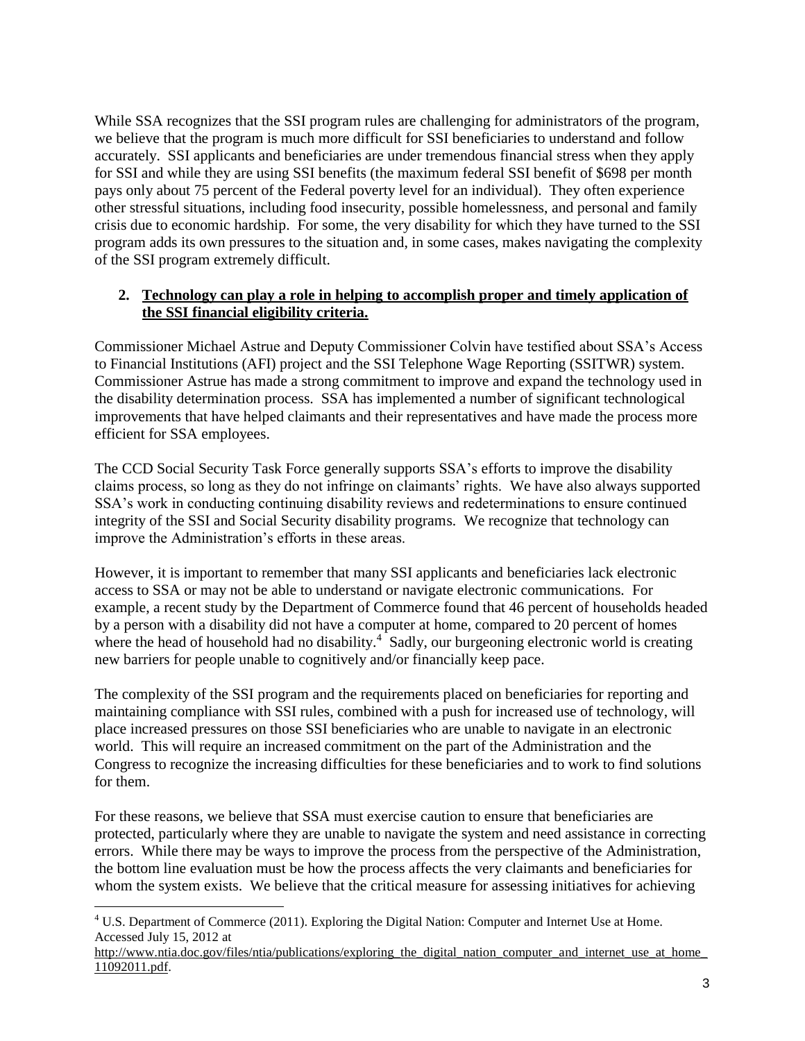While SSA recognizes that the SSI program rules are challenging for administrators of the program, we believe that the program is much more difficult for SSI beneficiaries to understand and follow accurately. SSI applicants and beneficiaries are under tremendous financial stress when they apply for SSI and while they are using SSI benefits (the maximum federal SSI benefit of $698 per month pays only about 75 percent of the Federal poverty level for an individual). They often experience other stressful situations, including food insecurity, possible homelessness, and personal and family crisis due to economic hardship. For some, the very disability for which they have turned to the SSI program adds its own pressures to the situation and, in some cases, makes navigating the complexity of the SSI program extremely difficult.

2. **Technology can play a role in helping to accomplish proper and timely application of the SSI financial eligibility criteria.**

Commissioner Michael Astrue and Deputy Commissioner Colvin have testified about SSA's Access to Financial Institutions (AFI) project and the SSI Telephone Wage Reporting (SSITWR) system. Commissioner Astrue has made a strong commitment to improve and expand the technology used in the disability determination process. SSA has implemented a number of significant technological improvements that have helped claimants and their representatives and have made the process more efficient for SSA employees.

The CCD Social Security Task Force generally supports SSA's efforts to improve the disability claims process, so long as they do not infringe on claimants' rights. We have also always supported SSA's work in conducting continuing disability reviews and redeterminations to ensure continued integrity of the SSI and Social Security disability programs. We recognize that technology can improve the Administration's efforts in these areas.

However, it is important to remember that many SSI applicants and beneficiaries lack electronic access to SSA or may not be able to understand or navigate electronic communications. For example, a recent study by the Department of Commerce found that 46 percent of households headed by a person with a disability did not have a computer at home, compared to 20 percent of homes where the head of household had no disability.[4] Sadly, our burgeoning electronic world is creating new barriers for people unable to cognitively and/or financially keep pace.

The complexity of the SSI program and the requirements placed on beneficiaries for reporting and maintaining compliance with SSI rules, combined with a push for increased use of technology, will place increased pressures on those SSI beneficiaries who are unable to navigate in an electronic world. This will require an increased commitment on the part of the Administration and the Congress to recognize the increasing difficulties for these beneficiaries and to work to find solutions for them.

For these reasons, we believe that SSA must exercise caution to ensure that beneficiaries are protected, particularly where they are unable to navigate the system and need assistance in correcting errors. While there may be ways to improve the process from the perspective of the Administration, the bottom line evaluation must be how the process affects the very claimants and beneficiaries for whom the system exists. We believe that the critical measure for assessing initiatives for achieving

---

[4] U.S. Department of Commerce (2011). Exploring the Digital Nation: Computer and Internet Use at Home. Accessed July 15, 2012 at http://www.ntia.doc.gov/files/ntia/publications/exploring_the_digital_nation_computer_and_internet_use_at_home_11092011.pdf.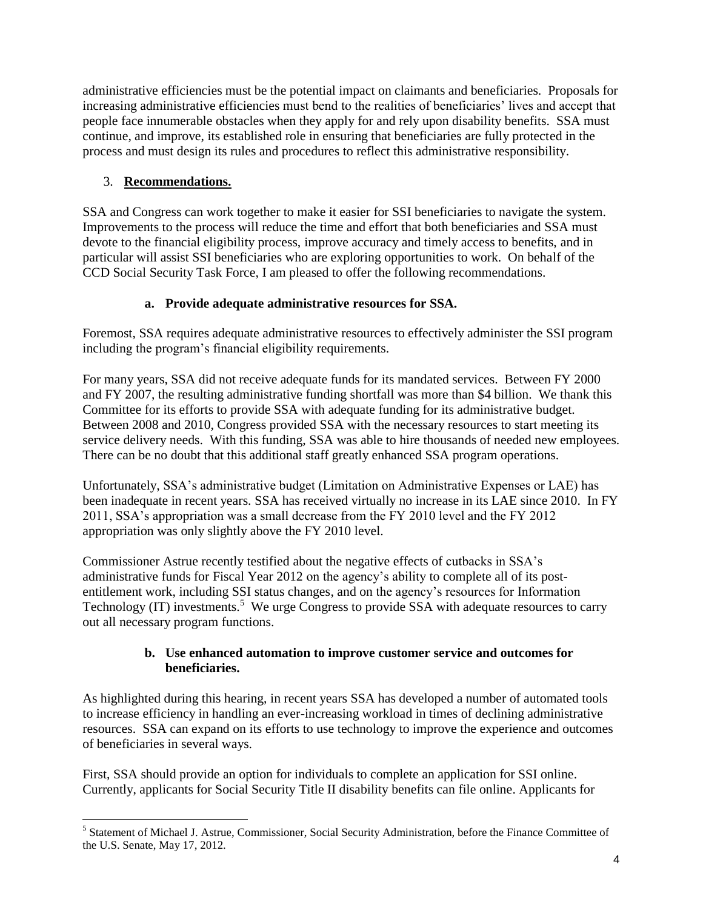administrative efficiencies must be the potential impact on claimants and beneficiaries. Proposals for increasing administrative efficiencies must bend to the realities of beneficiaries' lives and accept that people face innumerable obstacles when they apply for and rely upon disability benefits. SSA must continue, and improve, its established role in ensuring that beneficiaries are fully protected in the process and must design its rules and procedures to reflect this administrative responsibility.

## 3. **Recommendations.**

SSA and Congress can work together to make it easier for SSI beneficiaries to navigate the system. Improvements to the process will reduce the time and effort that both beneficiaries and SSA must devote to the financial eligibility process, improve accuracy and timely access to benefits, and in particular will assist SSI beneficiaries who are exploring opportunities to work. On behalf of the CCD Social Security Task Force, I am pleased to offer the following recommendations.

### a. Provide adequate administrative resources for SSA.

Foremost, SSA requires adequate administrative resources to effectively administer the SSI program including the program's financial eligibility requirements.

For many years, SSA did not receive adequate funds for its mandated services. Between FY 2000 and FY 2007, the resulting administrative funding shortfall was more than $4 billion. We thank this Committee for its efforts to provide SSA with adequate funding for its administrative budget. Between 2008 and 2010, Congress provided SSA with the necessary resources to start meeting its service delivery needs. With this funding, SSA was able to hire thousands of needed new employees. There can be no doubt that this additional staff greatly enhanced SSA program operations.

Unfortunately, SSA's administrative budget (Limitation on Administrative Expenses or LAE) has been inadequate in recent years. SSA has received virtually no increase in its LAE since 2010. In FY 2011, SSA's appropriation was a small decrease from the FY 2010 level and the FY 2012 appropriation was only slightly above the FY 2010 level.

Commissioner Astrue recently testified about the negative effects of cutbacks in SSA's administrative funds for Fiscal Year 2012 on the agency's ability to complete all of its post-entitlement work, including SSI status changes, and on the agency's resources for Information Technology (IT) investments.[5] We urge Congress to provide SSA with adequate resources to carry out all necessary program functions.

### b. Use enhanced automation to improve customer service and outcomes for beneficiaries.

As highlighted during this hearing, in recent years SSA has developed a number of automated tools to increase efficiency in handling an ever-increasing workload in times of declining administrative resources. SSA can expand on its efforts to use technology to improve the experience and outcomes of beneficiaries in several ways.

First, SSA should provide an option for individuals to complete an application for SSI online. Currently, applicants for Social Security Title II disability benefits can file online. Applicants for

---

[5] Statement of Michael J. Astrue, Commissioner, Social Security Administration, before the Finance Committee of the U.S. Senate, May 17, 2012.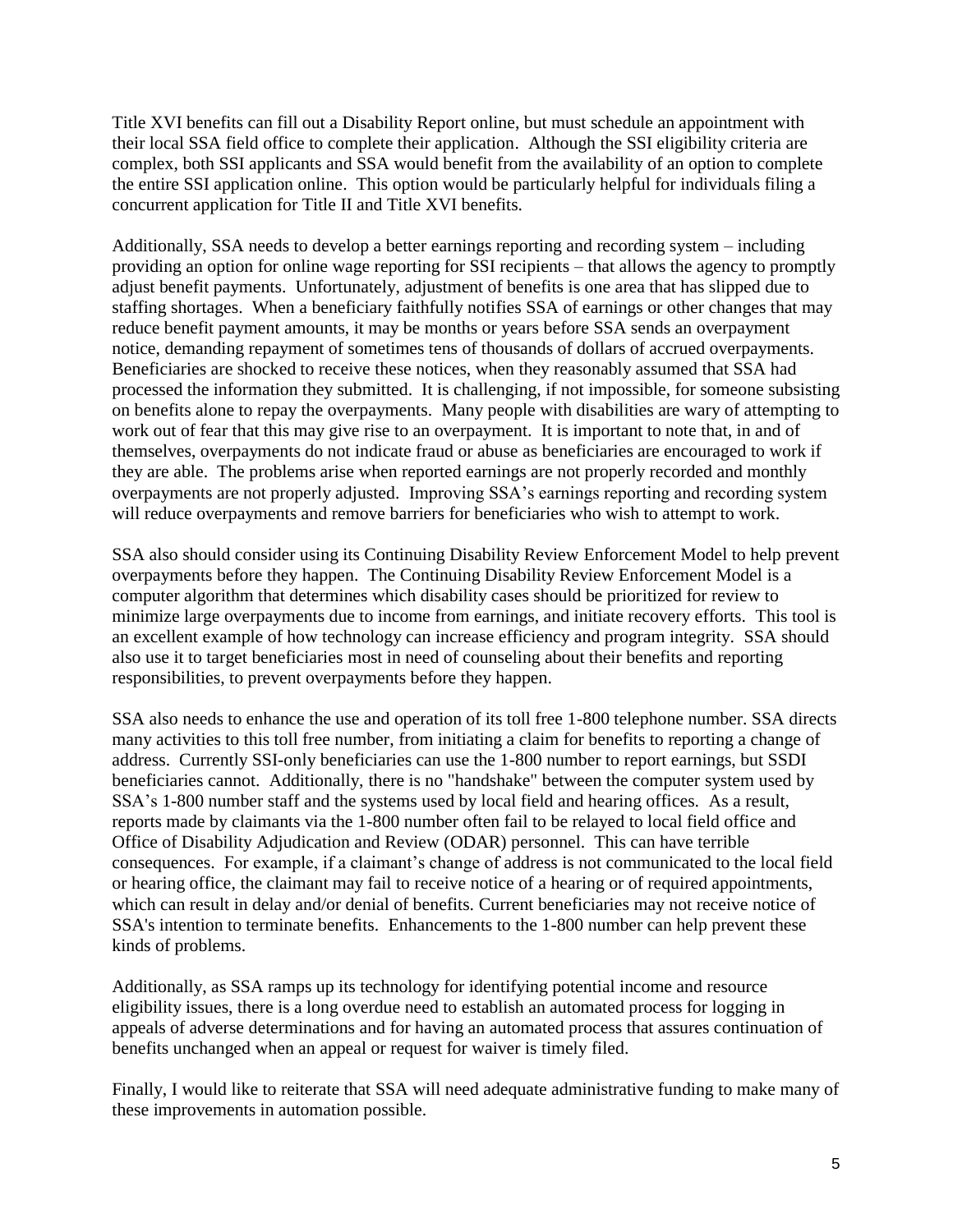Title XVI benefits can fill out a Disability Report online, but must schedule an appointment with their local SSA field office to complete their application. Although the SSI eligibility criteria are complex, both SSI applicants and SSA would benefit from the availability of an option to complete the entire SSI application online. This option would be particularly helpful for individuals filing a concurrent application for Title II and Title XVI benefits.

Additionally, SSA needs to develop a better earnings reporting and recording system – including providing an option for online wage reporting for SSI recipients – that allows the agency to promptly adjust benefit payments. Unfortunately, adjustment of benefits is one area that has slipped due to staffing shortages. When a beneficiary faithfully notifies SSA of earnings or other changes that may reduce benefit payment amounts, it may be months or years before SSA sends an overpayment notice, demanding repayment of sometimes tens of thousands of dollars of accrued overpayments. Beneficiaries are shocked to receive these notices, when they reasonably assumed that SSA had processed the information they submitted. It is challenging, if not impossible, for someone subsisting on benefits alone to repay the overpayments. Many people with disabilities are wary of attempting to work out of fear that this may give rise to an overpayment. It is important to note that, in and of themselves, overpayments do not indicate fraud or abuse as beneficiaries are encouraged to work if they are able. The problems arise when reported earnings are not properly recorded and monthly overpayments are not properly adjusted. Improving SSA's earnings reporting and recording system will reduce overpayments and remove barriers for beneficiaries who wish to attempt to work.

SSA also should consider using its Continuing Disability Review Enforcement Model to help prevent overpayments before they happen. The Continuing Disability Review Enforcement Model is a computer algorithm that determines which disability cases should be prioritized for review to minimize large overpayments due to income from earnings, and initiate recovery efforts. This tool is an excellent example of how technology can increase efficiency and program integrity. SSA should also use it to target beneficiaries most in need of counseling about their benefits and reporting responsibilities, to prevent overpayments before they happen.

SSA also needs to enhance the use and operation of its toll free 1-800 telephone number. SSA directs many activities to this toll free number, from initiating a claim for benefits to reporting a change of address. Currently SSI-only beneficiaries can use the 1-800 number to report earnings, but SSDI beneficiaries cannot. Additionally, there is no "handshake" between the computer system used by SSA's 1-800 number staff and the systems used by local field and hearing offices. As a result, reports made by claimants via the 1-800 number often fail to be relayed to local field office and Office of Disability Adjudication and Review (ODAR) personnel. This can have terrible consequences. For example, if a claimant's change of address is not communicated to the local field or hearing office, the claimant may fail to receive notice of a hearing or of required appointments, which can result in delay and/or denial of benefits. Current beneficiaries may not receive notice of SSA's intention to terminate benefits. Enhancements to the 1-800 number can help prevent these kinds of problems.

Additionally, as SSA ramps up its technology for identifying potential income and resource eligibility issues, there is a long overdue need to establish an automated process for logging in appeals of adverse determinations and for having an automated process that assures continuation of benefits unchanged when an appeal or request for waiver is timely filed.

Finally, I would like to reiterate that SSA will need adequate administrative funding to make many of these improvements in automation possible.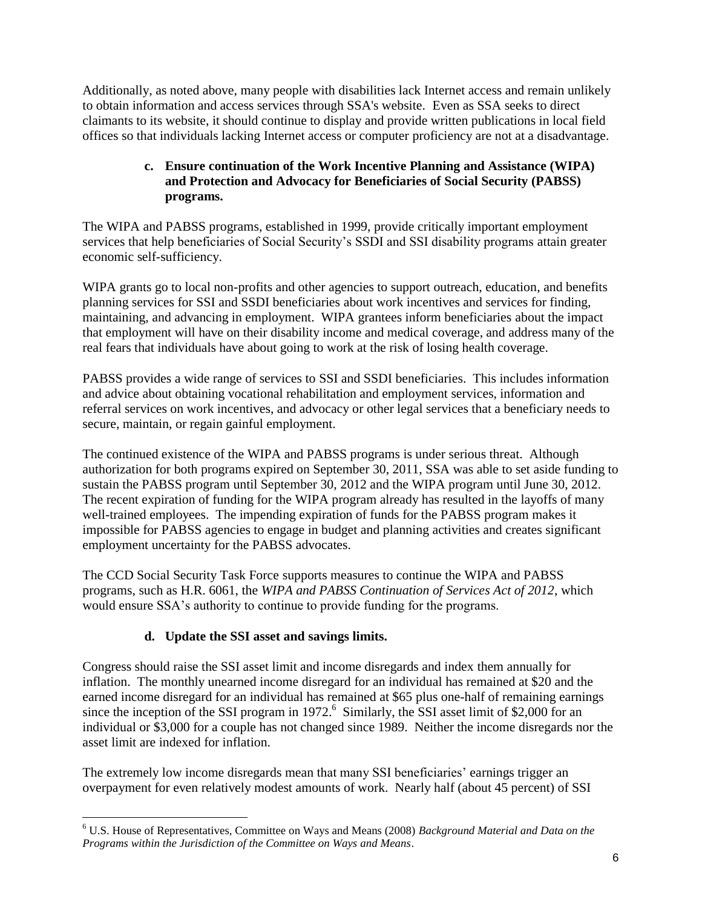Additionally, as noted above, many people with disabilities lack Internet access and remain unlikely to obtain information and access services through SSA's website. Even as SSA seeks to direct claimants to its website, it should continue to display and provide written publications in local field offices so that individuals lacking Internet access or computer proficiency are not at a disadvantage.

**c. Ensure continuation of the Work Incentive Planning and Assistance (WIPA) and Protection and Advocacy for Beneficiaries of Social Security (PABSS) programs.**

The WIPA and PABSS programs, established in 1999, provide critically important employment services that help beneficiaries of Social Security's SSDI and SSI disability programs attain greater economic self-sufficiency.

WIPA grants go to local non-profits and other agencies to support outreach, education, and benefits planning services for SSI and SSDI beneficiaries about work incentives and services for finding, maintaining, and advancing in employment. WIPA grantees inform beneficiaries about the impact that employment will have on their disability income and medical coverage, and address many of the real fears that individuals have about going to work at the risk of losing health coverage.

PABSS provides a wide range of services to SSI and SSDI beneficiaries. This includes information and advice about obtaining vocational rehabilitation and employment services, information and referral services on work incentives, and advocacy or other legal services that a beneficiary needs to secure, maintain, or regain gainful employment.

The continued existence of the WIPA and PABSS programs is under serious threat. Although authorization for both programs expired on September 30, 2011, SSA was able to set aside funding to sustain the PABSS program until September 30, 2012 and the WIPA program until June 30, 2012. The recent expiration of funding for the WIPA program already has resulted in the layoffs of many well-trained employees. The impending expiration of funds for the PABSS program makes it impossible for PABSS agencies to engage in budget and planning activities and creates significant employment uncertainty for the PABSS advocates.

The CCD Social Security Task Force supports measures to continue the WIPA and PABSS programs, such as H.R. 6061, the *WIPA and PABSS Continuation of Services Act of 2012*, which would ensure SSA's authority to continue to provide funding for the programs.

**d. Update the SSI asset and savings limits.**

Congress should raise the SSI asset limit and income disregards and index them annually for inflation. The monthly unearned income disregard for an individual has remained at $20 and the earned income disregard for an individual has remained at $65 plus one-half of remaining earnings since the inception of the SSI program in 1972.[6] Similarly, the SSI asset limit of $2,000 for an individual or $3,000 for a couple has not changed since 1989. Neither the income disregards nor the asset limit are indexed for inflation.

The extremely low income disregards mean that many SSI beneficiaries' earnings trigger an overpayment for even relatively modest amounts of work. Nearly half (about 45 percent) of SSI

---

[6] U.S. House of Representatives, Committee on Ways and Means (2008) *Background Material and Data on the Programs within the Jurisdiction of the Committee on Ways and Means*.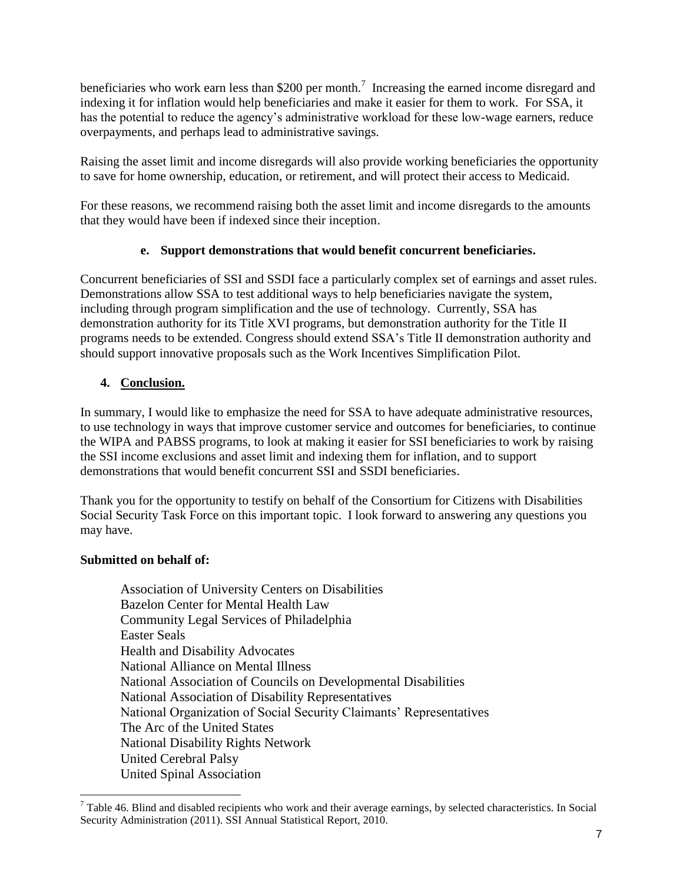beneficiaries who work earn less than $200 per month.[7] Increasing the earned income disregard and indexing it for inflation would help beneficiaries and make it easier for them to work. For SSA, it has the potential to reduce the agency's administrative workload for these low-wage earners, reduce overpayments, and perhaps lead to administrative savings.

Raising the asset limit and income disregards will also provide working beneficiaries the opportunity to save for home ownership, education, or retirement, and will protect their access to Medicaid.

For these reasons, we recommend raising both the asset limit and income disregards to the amounts that they would have been if indexed since their inception.

**e. Support demonstrations that would benefit concurrent beneficiaries.**

Concurrent beneficiaries of SSI and SSDI face a particularly complex set of earnings and asset rules. Demonstrations allow SSA to test additional ways to help beneficiaries navigate the system, including through program simplification and the use of technology. Currently, SSA has demonstration authority for its Title XVI programs, but demonstration authority for the Title II programs needs to be extended. Congress should extend SSA's Title II demonstration authority and should support innovative proposals such as the Work Incentives Simplification Pilot.

## 4. Conclusion.

In summary, I would like to emphasize the need for SSA to have adequate administrative resources, to use technology in ways that improve customer service and outcomes for beneficiaries, to continue the WIPA and PABSS programs, to look at making it easier for SSI beneficiaries to work by raising the SSI income exclusions and asset limit and indexing them for inflation, and to support demonstrations that would benefit concurrent SSI and SSDI beneficiaries.

Thank you for the opportunity to testify on behalf of the Consortium for Citizens with Disabilities Social Security Task Force on this important topic. I look forward to answering any questions you may have.

**Submitted on behalf of:**

Association of University Centers on Disabilities
Bazelon Center for Mental Health Law
Community Legal Services of Philadelphia
Easter Seals
Health and Disability Advocates
National Alliance on Mental Illness
National Association of Councils on Developmental Disabilities
National Association of Disability Representatives
National Organization of Social Security Claimants' Representatives
The Arc of the United States
National Disability Rights Network
United Cerebral Palsy
United Spinal Association

[7] Table 46. Blind and disabled recipients who work and their average earnings, by selected characteristics. In Social Security Administration (2011). SSI Annual Statistical Report, 2010.